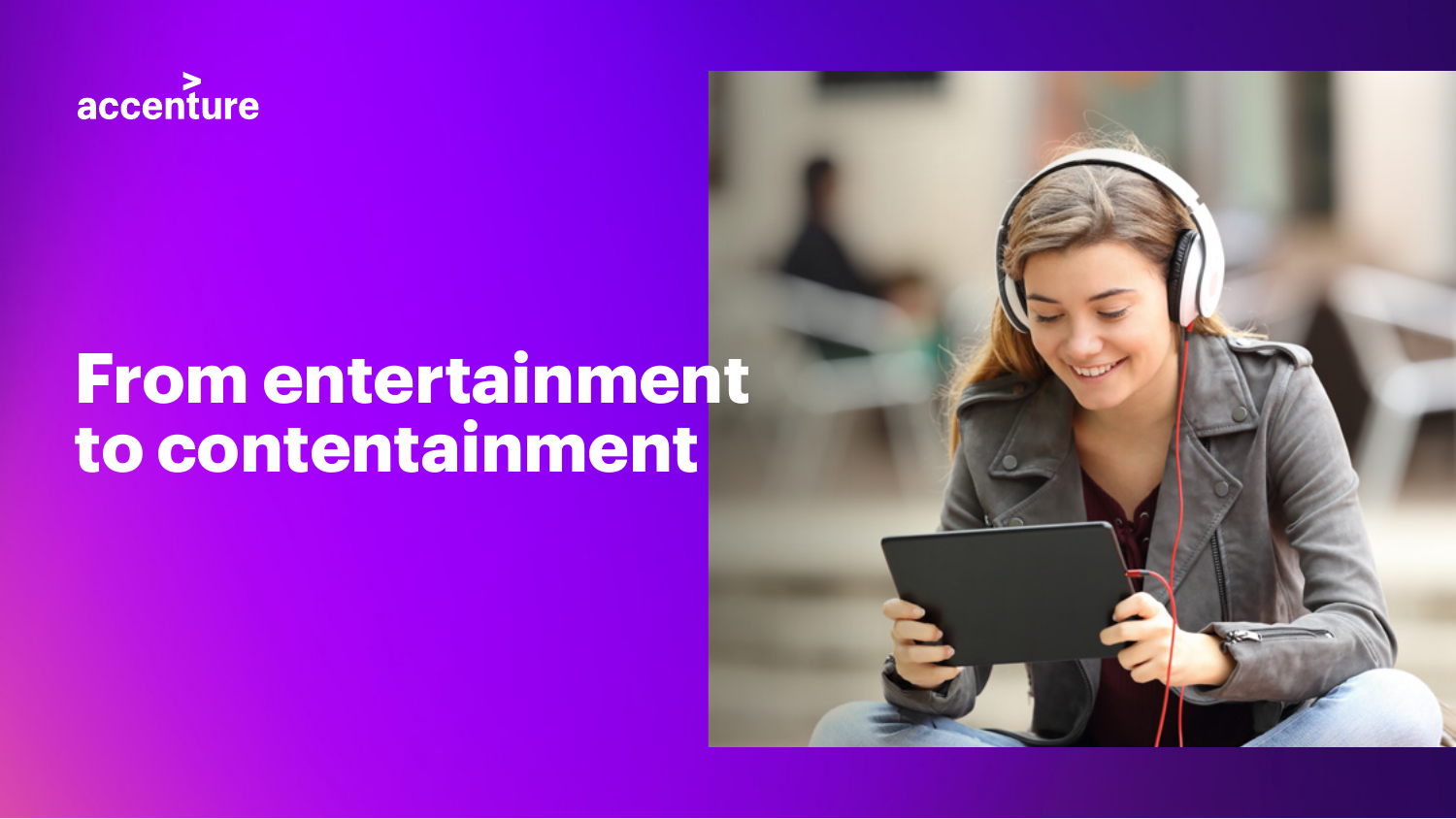accenture

# From entertainment to contentainment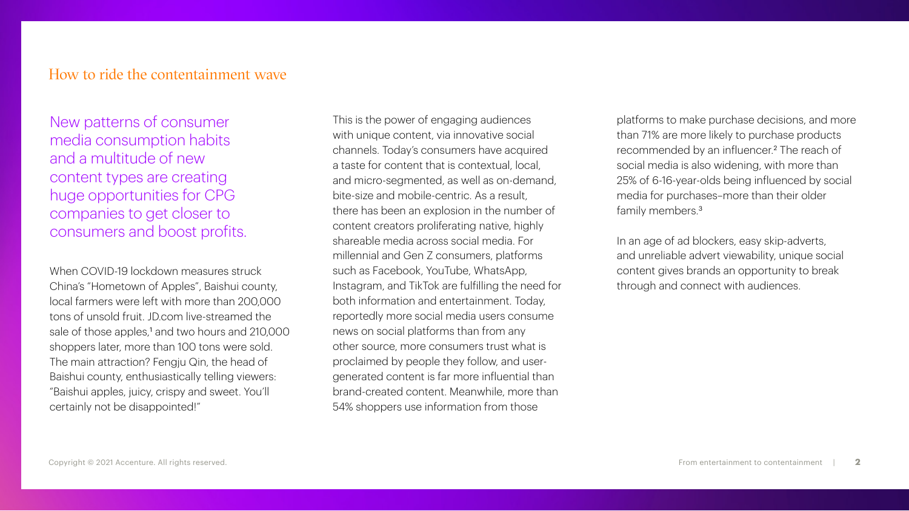## How to ride the contentainment wave

New patterns of consumer media consumption habits and a multitude of new content types are creating huge opportunities for CPG companies to get closer to consumers and boost profits.

When COVID-19 lockdown measures struck China's "Hometown of Apples", Baishui county, local farmers were left with more than 200,000 tons of unsold fruit. JD.com live-streamed the sale of those apples,[1] and two hours and 210,000 shoppers later, more than 100 tons were sold. The main attraction? Fengju Qin, the head of Baishui county, enthusiastically telling viewers: "Baishui apples, juicy, crispy and sweet. You'll certainly not be disappointed!"

This is the power of engaging audiences with unique content, via innovative social channels. Today's consumers have acquired a taste for content that is contextual, local, and micro-segmented, as well as on-demand, bite-size and mobile-centric. As a result, there has been an explosion in the number of content creators proliferating native, highly shareable media across social media. For millennial and Gen Z consumers, platforms such as Facebook, YouTube, WhatsApp, Instagram, and TikTok are fulfilling the need for both information and entertainment. Today, reportedly more social media users consume news on social platforms than from any other source, more consumers trust what is proclaimed by people they follow, and user-generated content is far more influential than brand-created content. Meanwhile, more than 54% shoppers use information from those platforms to make purchase decisions, and more than 71% are more likely to purchase products recommended by an influencer.[2] The reach of social media is also widening, with more than 25% of 6-16-year-olds being influenced by social media for purchases–more than their older family members.[3]

In an age of ad blockers, easy skip-adverts, and unreliable advert viewability, unique social content gives brands an opportunity to break through and connect with audiences.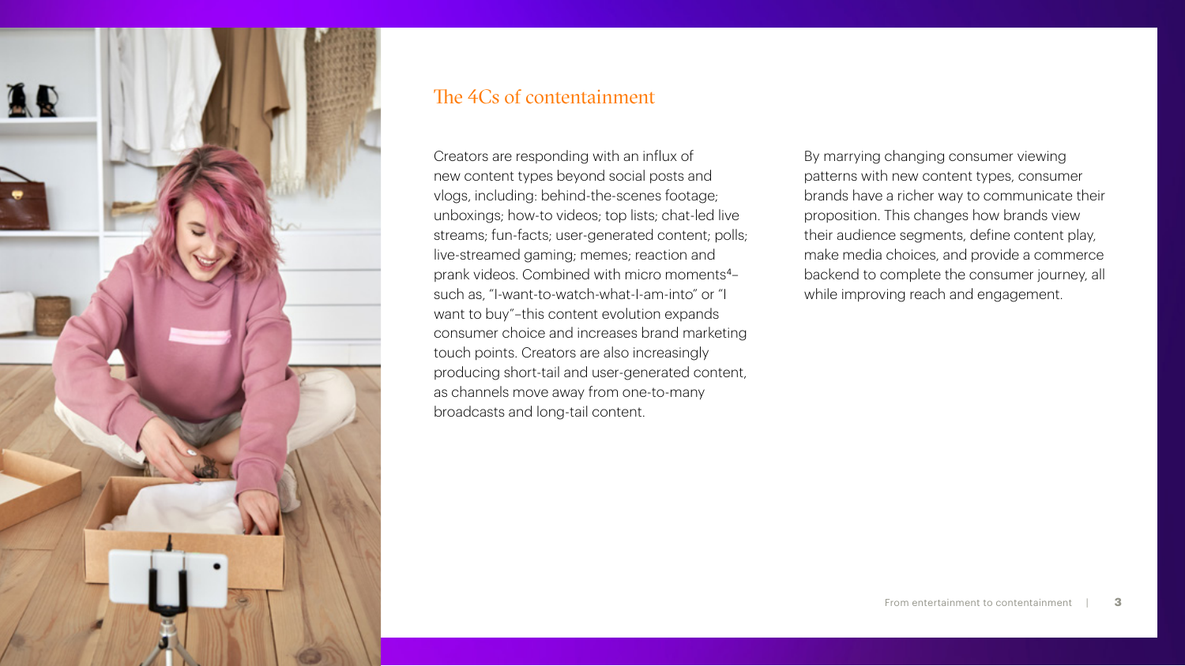## The 4Cs of contentainment

Creators are responding with an influx of new content types beyond social posts and vlogs, including: behind-the-scenes footage; unboxings; how-to videos; top lists; chat-led live streams; fun-facts; user-generated content; polls; live-streamed gaming; memes; reaction and prank videos. Combined with micro moments[4]–such as, "I-want-to-watch-what-I-am-into" or "I want to buy"–this content evolution expands consumer choice and increases brand marketing touch points. Creators are also increasingly producing short-tail and user-generated content, as channels move away from one-to-many broadcasts and long-tail content.

By marrying changing consumer viewing patterns with new content types, consumer brands have a richer way to communicate their proposition. This changes how brands view their audience segments, define content play, make media choices, and provide a commerce backend to complete the consumer journey, all while improving reach and engagement.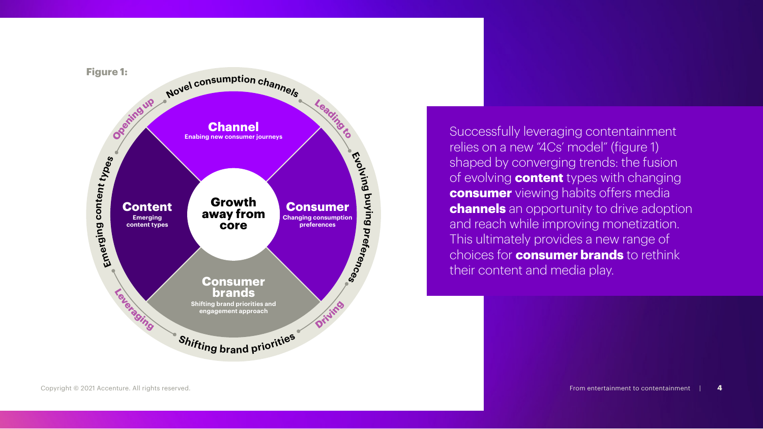**Figure 1:**

- **Channel** — Enabling new consumer journeys
- **Consumer** — Changing consumption preferences
- **Consumer brands** — Shifting brand priorities and engagement approach
- **Content** — Emerging content types

Center: **Growth away from core**

Outer ring: Novel consumption channels — Leading to — Evolving buying preferences — Driving — Shifting brand priorities — Leveraging — Emerging content types — Opening up

Successfully leveraging contentainment relies on a new "4Cs' model" (figure 1) shaped by converging trends: the fusion of evolving **content** types with changing **consumer** viewing habits offers media **channels** an opportunity to drive adoption and reach while improving monetization. This ultimately provides a new range of choices for **consumer brands** to rethink their content and media play.

Copyright © 2021 Accenture. All rights reserved.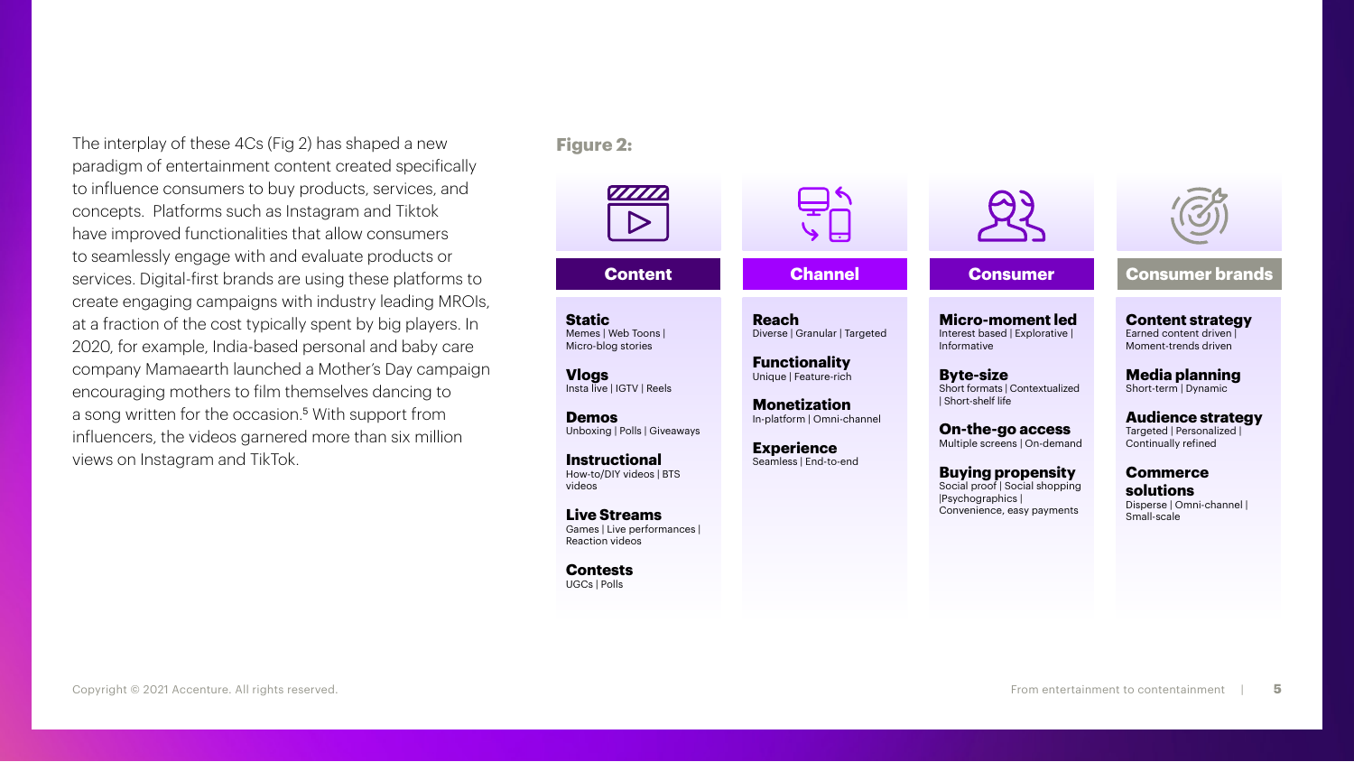The interplay of these 4Cs (Fig 2) has shaped a new paradigm of entertainment content created specifically to influence consumers to buy products, services, and concepts. Platforms such as Instagram and Tiktok have improved functionalities that allow consumers to seamlessly engage with and evaluate products or services. Digital-first brands are using these platforms to create engaging campaigns with industry leading MROIs, at a fraction of the cost typically spent by big players. In 2020, for example, India-based personal and baby care company Mamaearth launched a Mother's Day campaign encouraging mothers to film themselves dancing to a song written for the occasion.[5] With support from influencers, the videos garnered more than six million views on Instagram and TikTok.

**Figure 2:**

| Content | Channel | Consumer | Consumer brands |
|---|---|---|---|
| **Static** Memes \| Web Toons \| Micro-blog stories | **Reach** Diverse \| Granular \| Targeted | **Micro-moment led** Interest based \| Explorative \| Informative | **Content strategy** Earned content driven \| Moment-trends driven |
| **Vlogs** Insta live \| IGTV \| Reels | **Functionality** Unique \| Feature-rich | **Byte-size** Short formats \| Contextualized \| Short-shelf life | **Media planning** Short-term \| Dynamic |
| **Demos** Unboxing \| Polls \| Giveaways | **Monetization** In-platform \| Omni-channel | **On-the-go access** Multiple screens \| On-demand | **Audience strategy** Targeted \| Personalized \| Continually refined |
| **Instructional** How-to/DIY videos \| BTS videos | **Experience** Seamless \| End-to-end | **Buying propensity** Social proof \| Social shopping \|Psychographics \| Convenience, easy payments | **Commerce solutions** Disperse \| Omni-channel \| Small-scale |
| **Live Streams** Games \| Live performances \| Reaction videos | | | |
| **Contests** UGCs \| Polls | | | |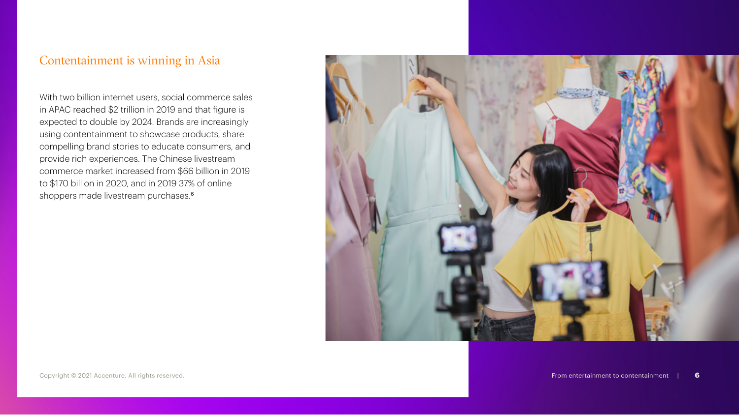## Contentainment is winning in Asia

With two billion internet users, social commerce sales in APAC reached $2 trillion in 2019 and that figure is expected to double by 2024. Brands are increasingly using contentainment to showcase products, share compelling brand stories to educate consumers, and provide rich experiences. The Chinese livestream commerce market increased from $66 billion in 2019 to $170 billion in 2020, and in 2019 37% of online shoppers made livestream purchases.[6]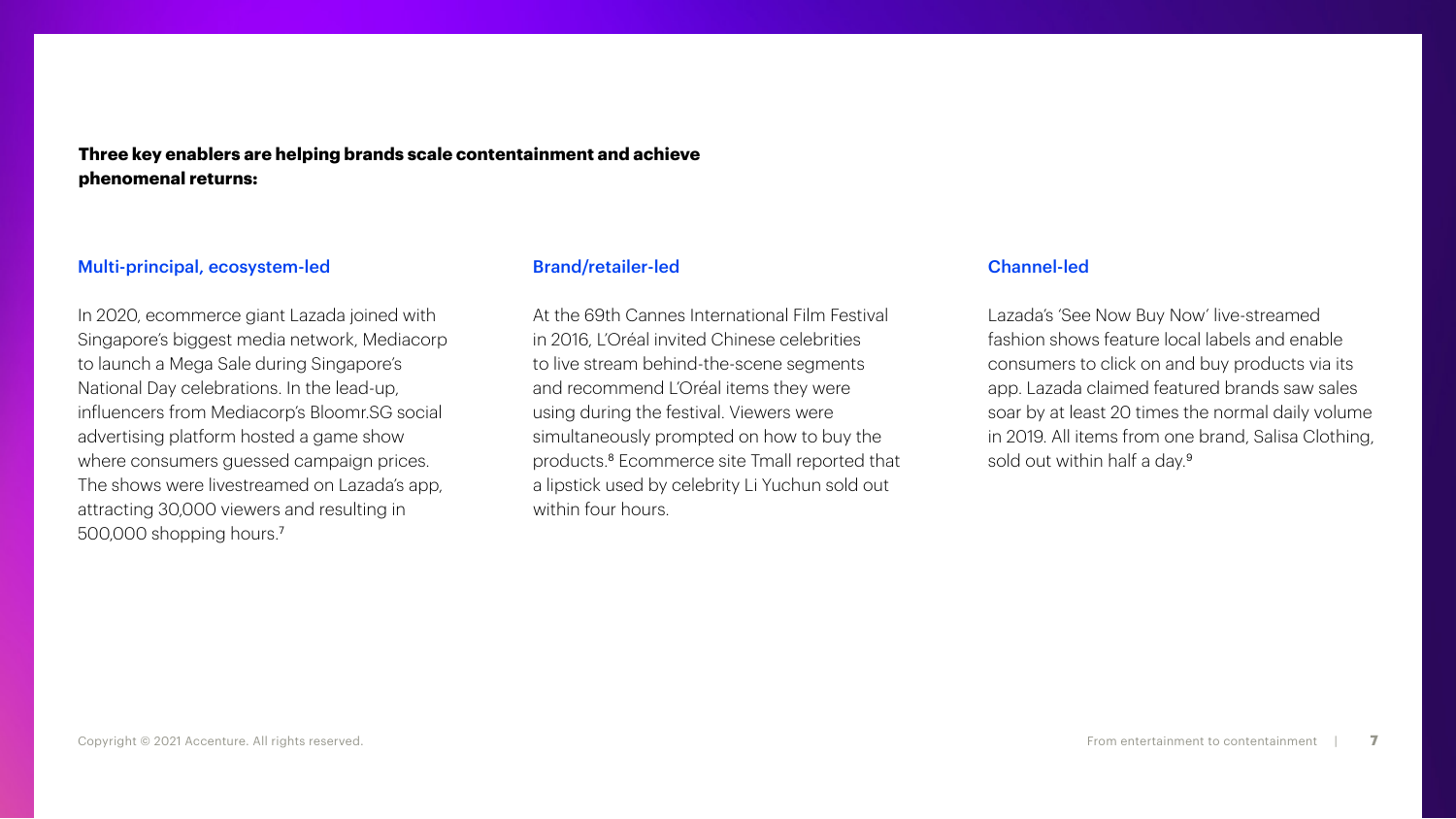**Three key enablers are helping brands scale contentainment and achieve phenomenal returns:**

### Multi-principal, ecosystem-led

In 2020, ecommerce giant Lazada joined with Singapore's biggest media network, Mediacorp to launch a Mega Sale during Singapore's National Day celebrations. In the lead-up, influencers from Mediacorp's Bloomr.SG social advertising platform hosted a game show where consumers guessed campaign prices. The shows were livestreamed on Lazada's app, attracting 30,000 viewers and resulting in 500,000 shopping hours.[7]

### Brand/retailer-led

At the 69th Cannes International Film Festival in 2016, L'Oréal invited Chinese celebrities to live stream behind-the-scene segments and recommend L'Oréal items they were using during the festival. Viewers were simultaneously prompted on how to buy the products.[8] Ecommerce site Tmall reported that a lipstick used by celebrity Li Yuchun sold out within four hours.

### Channel-led

Lazada's 'See Now Buy Now' live-streamed fashion shows feature local labels and enable consumers to click on and buy products via its app. Lazada claimed featured brands saw sales soar by at least 20 times the normal daily volume in 2019. All items from one brand, Salisa Clothing, sold out within half a day.[9]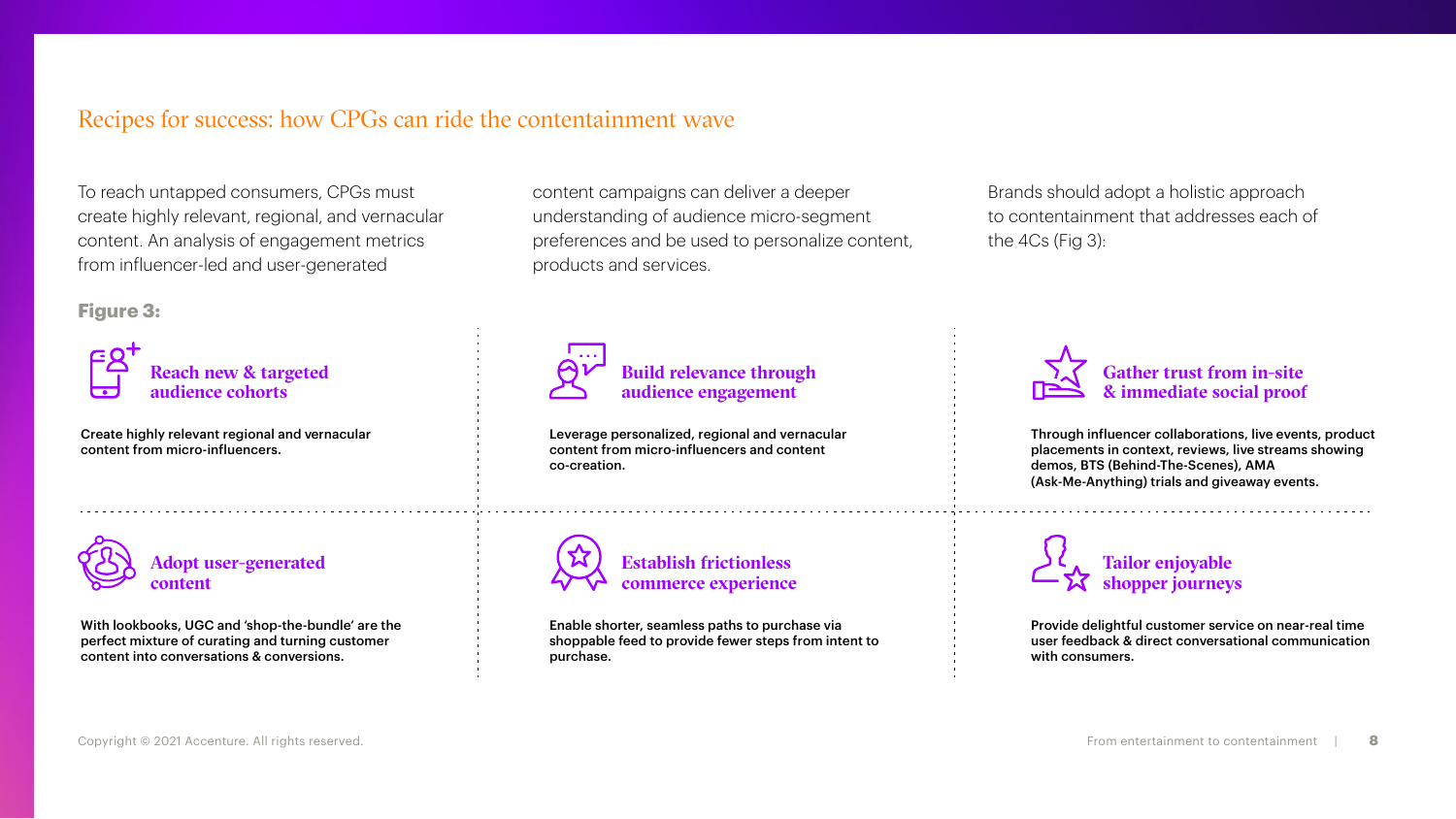## Recipes for success: how CPGs can ride the contentainment wave

To reach untapped consumers, CPGs must create highly relevant, regional, and vernacular content. An analysis of engagement metrics from influencer-led and user-generated content campaigns can deliver a deeper understanding of audience micro-segment preferences and be used to personalize content, products and services.

Brands should adopt a holistic approach to contentainment that addresses each of the 4Cs (Fig 3):

**Figure 3:**

### Reach new & targeted audience cohorts

Create highly relevant regional and vernacular content from micro-influencers.

### Build relevance through audience engagement

Leverage personalized, regional and vernacular content from micro-influencers and content co-creation.

### Gather trust from in-site & immediate social proof

Through influencer collaborations, live events, product placements in context, reviews, live streams showing demos, BTS (Behind-The-Scenes), AMA (Ask-Me-Anything) trials and giveaway events.

### Adopt user-generated content

With lookbooks, UGC and 'shop-the-bundle' are the perfect mixture of curating and turning customer content into conversations & conversions.

### Establish frictionless commerce experience

Enable shorter, seamless paths to purchase via shoppable feed to provide fewer steps from intent to purchase.

### Tailor enjoyable shopper journeys

Provide delightful customer service on near-real time user feedback & direct conversational communication with consumers.

Copyright © 2021 Accenture. All rights reserved.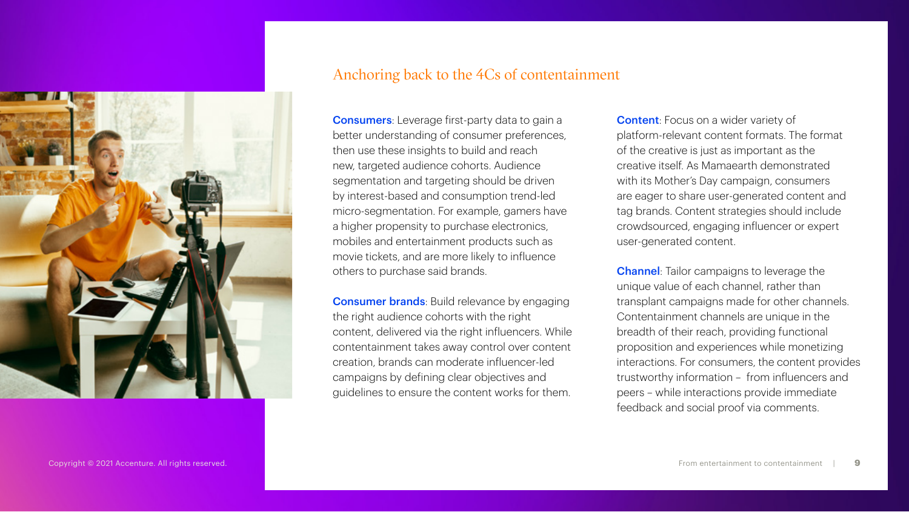## Anchoring back to the 4Cs of contentainment

**Consumers**: Leverage first-party data to gain a better understanding of consumer preferences, then use these insights to build and reach new, targeted audience cohorts. Audience segmentation and targeting should be driven by interest-based and consumption trend-led micro-segmentation. For example, gamers have a higher propensity to purchase electronics, mobiles and entertainment products such as movie tickets, and are more likely to influence others to purchase said brands.

**Consumer brands**: Build relevance by engaging the right audience cohorts with the right content, delivered via the right influencers. While contentainment takes away control over content creation, brands can moderate influencer-led campaigns by defining clear objectives and guidelines to ensure the content works for them.

**Content**: Focus on a wider variety of platform-relevant content formats. The format of the creative is just as important as the creative itself. As Mamaearth demonstrated with its Mother's Day campaign, consumers are eager to share user-generated content and tag brands. Content strategies should include crowdsourced, engaging influencer or expert user-generated content.

**Channel**: Tailor campaigns to leverage the unique value of each channel, rather than transplant campaigns made for other channels. Contentainment channels are unique in the breadth of their reach, providing functional proposition and experiences while monetizing interactions. For consumers, the content provides trustworthy information – from influencers and peers – while interactions provide immediate feedback and social proof via comments.

Copyright © 2021 Accenture. All rights reserved.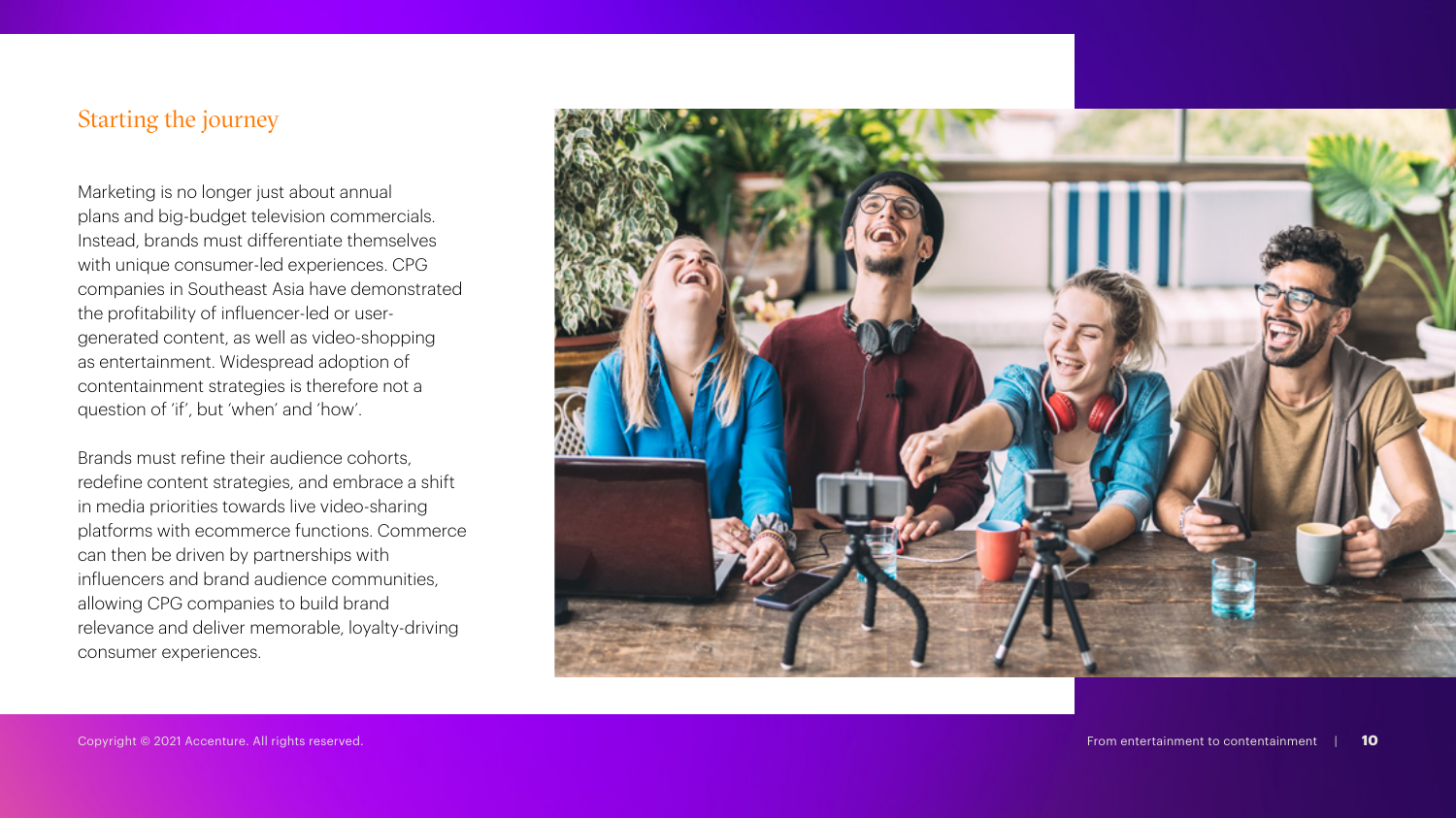## Starting the journey

Marketing is no longer just about annual plans and big-budget television commercials. Instead, brands must differentiate themselves with unique consumer-led experiences. CPG companies in Southeast Asia have demonstrated the profitability of influencer-led or user-generated content, as well as video-shopping as entertainment. Widespread adoption of contentainment strategies is therefore not a question of 'if', but 'when' and 'how'.

Brands must refine their audience cohorts, redefine content strategies, and embrace a shift in media priorities towards live video-sharing platforms with ecommerce functions. Commerce can then be driven by partnerships with influencers and brand audience communities, allowing CPG companies to build brand relevance and deliver memorable, loyalty-driving consumer experiences.

Copyright © 2021 Accenture. All rights reserved.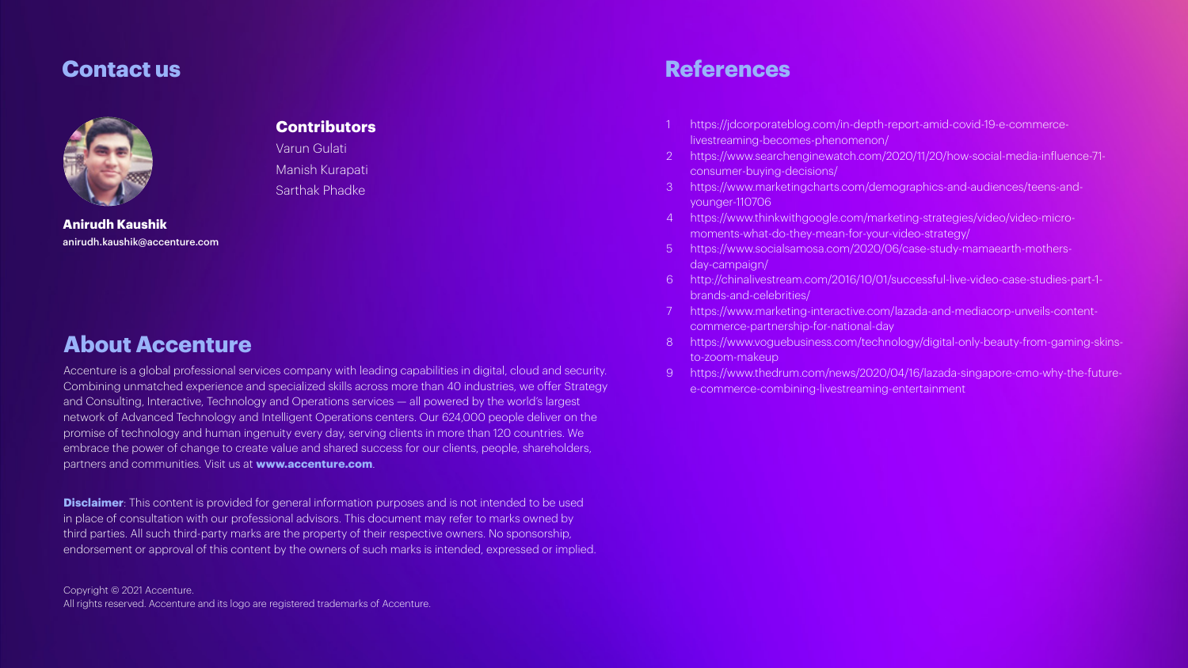## Contact us

**Anirudh Kaushik**
anirudh.kaushik@accenture.com

### Contributors

Varun Gulati
Manish Kurapati
Sarthak Phadke

## About Accenture

Accenture is a global professional services company with leading capabilities in digital, cloud and security. Combining unmatched experience and specialized skills across more than 40 industries, we offer Strategy and Consulting, Interactive, Technology and Operations services — all powered by the world's largest network of Advanced Technology and Intelligent Operations centers. Our 624,000 people deliver on the promise of technology and human ingenuity every day, serving clients in more than 120 countries. We embrace the power of change to create value and shared success for our clients, people, shareholders, partners and communities. Visit us at **www.accenture.com**.

**Disclaimer**: This content is provided for general information purposes and is not intended to be used in place of consultation with our professional advisors. This document may refer to marks owned by third parties. All such third-party marks are the property of their respective owners. No sponsorship, endorsement or approval of this content by the owners of such marks is intended, expressed or implied.

Copyright © 2021 Accenture.
All rights reserved. Accenture and its logo are registered trademarks of Accenture.

## References

1. https://jdcorporateblog.com/in-depth-report-amid-covid-19-e-commerce-livestreaming-becomes-phenomenon/
2. https://www.searchenginewatch.com/2020/11/20/how-social-media-influence-71-consumer-buying-decisions/
3. https://www.marketingcharts.com/demographics-and-audiences/teens-and-younger-110706
4. https://www.thinkwithgoogle.com/marketing-strategies/video/video-micro-moments-what-do-they-mean-for-your-video-strategy/
5. https://www.socialsamosa.com/2020/06/case-study-mamaearth-mothers-day-campaign/
6. http://chinalivestream.com/2016/10/01/successful-live-video-case-studies-part-1-brands-and-celebrities/
7. https://www.marketing-interactive.com/lazada-and-mediacorp-unveils-content-commerce-partnership-for-national-day
8. https://www.voguebusiness.com/technology/digital-only-beauty-from-gaming-skins-to-zoom-makeup
9. https://www.thedrum.com/news/2020/04/16/lazada-singapore-cmo-why-the-future-e-commerce-combining-livestreaming-entertainment